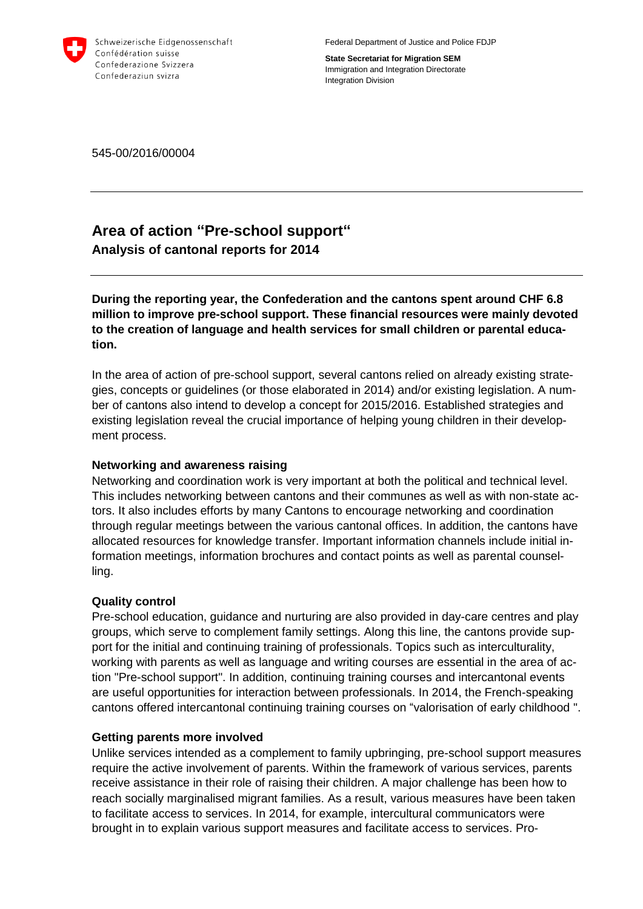Schweizerische Eidgenossenschaft
Confédération suisse
Confederazione Svizzera
Confederaziun svizra

Federal Department of Justice and Police FDJP

**State Secretariat for Migration SEM**
Immigration and Integration Directorate
Integration Division

545-00/2016/00004

---

# Area of action "Pre-school support"

**Analysis of cantonal reports for 2014**

---

**During the reporting year, the Confederation and the cantons spent around CHF 6.8 million to improve pre-school support. These financial resources were mainly devoted to the creation of language and health services for small children or parental education.**

In the area of action of pre-school support, several cantons relied on already existing strategies, concepts or guidelines (or those elaborated in 2014) and/or existing legislation. A number of cantons also intend to develop a concept for 2015/2016. Established strategies and existing legislation reveal the crucial importance of helping young children in their development process.

### Networking and awareness raising

Networking and coordination work is very important at both the political and technical level. This includes networking between cantons and their communes as well as with non-state actors. It also includes efforts by many Cantons to encourage networking and coordination through regular meetings between the various cantonal offices. In addition, the cantons have allocated resources for knowledge transfer. Important information channels include initial information meetings, information brochures and contact points as well as parental counselling.

### Quality control

Pre-school education, guidance and nurturing are also provided in day-care centres and play groups, which serve to complement family settings. Along this line, the cantons provide support for the initial and continuing training of professionals. Topics such as interculturality, working with parents as well as language and writing courses are essential in the area of action "Pre-school support". In addition, continuing training courses and intercantonal events are useful opportunities for interaction between professionals. In 2014, the French-speaking cantons offered intercantonal continuing training courses on "valorisation of early childhood ".

### Getting parents more involved

Unlike services intended as a complement to family upbringing, pre-school support measures require the active involvement of parents. Within the framework of various services, parents receive assistance in their role of raising their children. A major challenge has been how to reach socially marginalised migrant families. As a result, various measures have been taken to facilitate access to services. In 2014, for example, intercultural communicators were brought in to explain various support measures and facilitate access to services. Pro-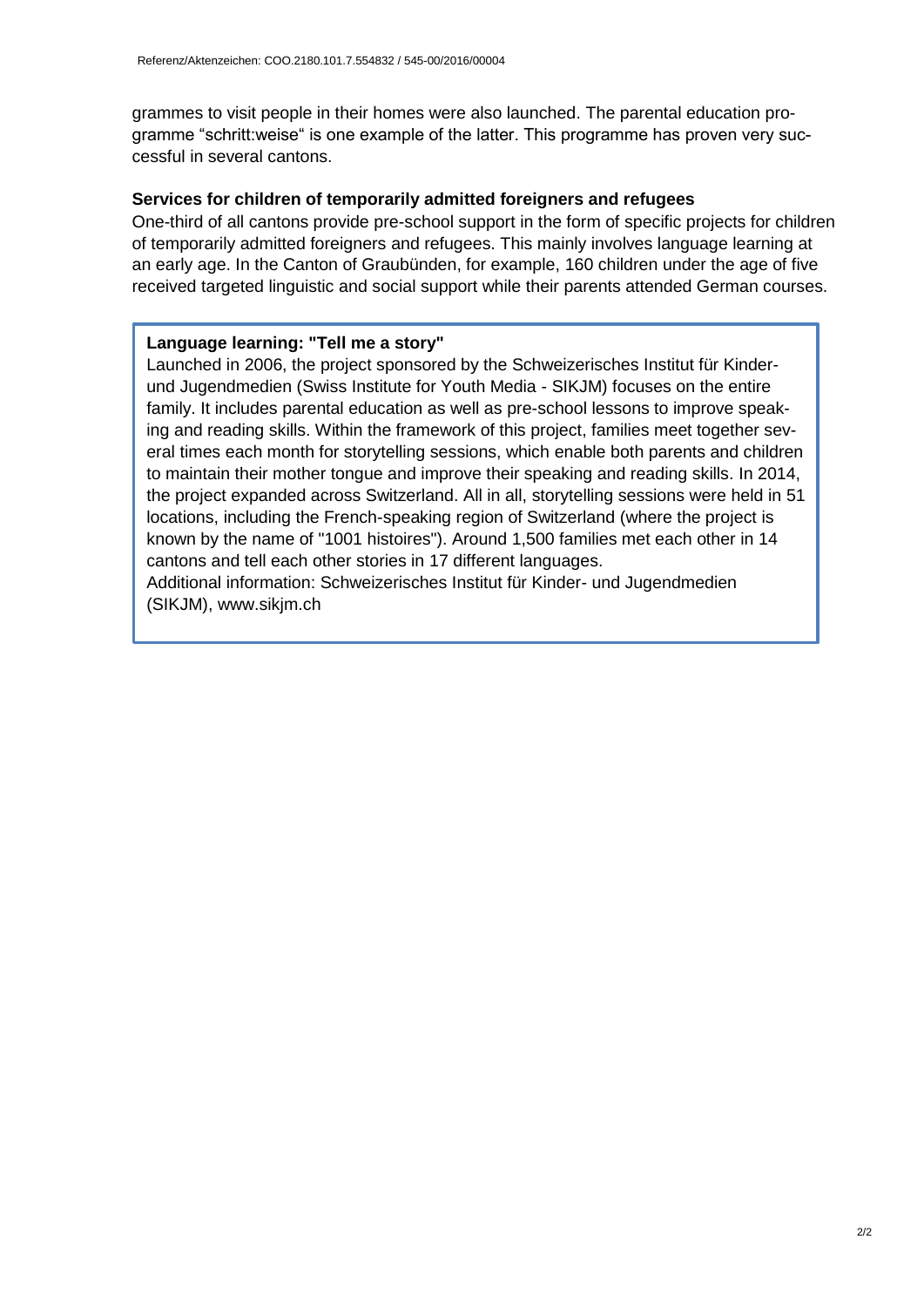grammes to visit people in their homes were also launched. The parental education programme "schritt:weise" is one example of the latter. This programme has proven very successful in several cantons.

**Services for children of temporarily admitted foreigners and refugees**

One-third of all cantons provide pre-school support in the form of specific projects for children of temporarily admitted foreigners and refugees. This mainly involves language learning at an early age. In the Canton of Graubünden, for example, 160 children under the age of five received targeted linguistic and social support while their parents attended German courses.

**Language learning: "Tell me a story"**

Launched in 2006, the project sponsored by the Schweizerisches Institut für Kinder- und Jugendmedien (Swiss Institute for Youth Media - SIKJM) focuses on the entire family. It includes parental education as well as pre-school lessons to improve speaking and reading skills. Within the framework of this project, families meet together several times each month for storytelling sessions, which enable both parents and children to maintain their mother tongue and improve their speaking and reading skills. In 2014, the project expanded across Switzerland. All in all, storytelling sessions were held in 51 locations, including the French-speaking region of Switzerland (where the project is known by the name of "1001 histoires"). Around 1,500 families met each other in 14 cantons and tell each other stories in 17 different languages.

Additional information: Schweizerisches Institut für Kinder- und Jugendmedien (SIKJM), www.sikjm.ch